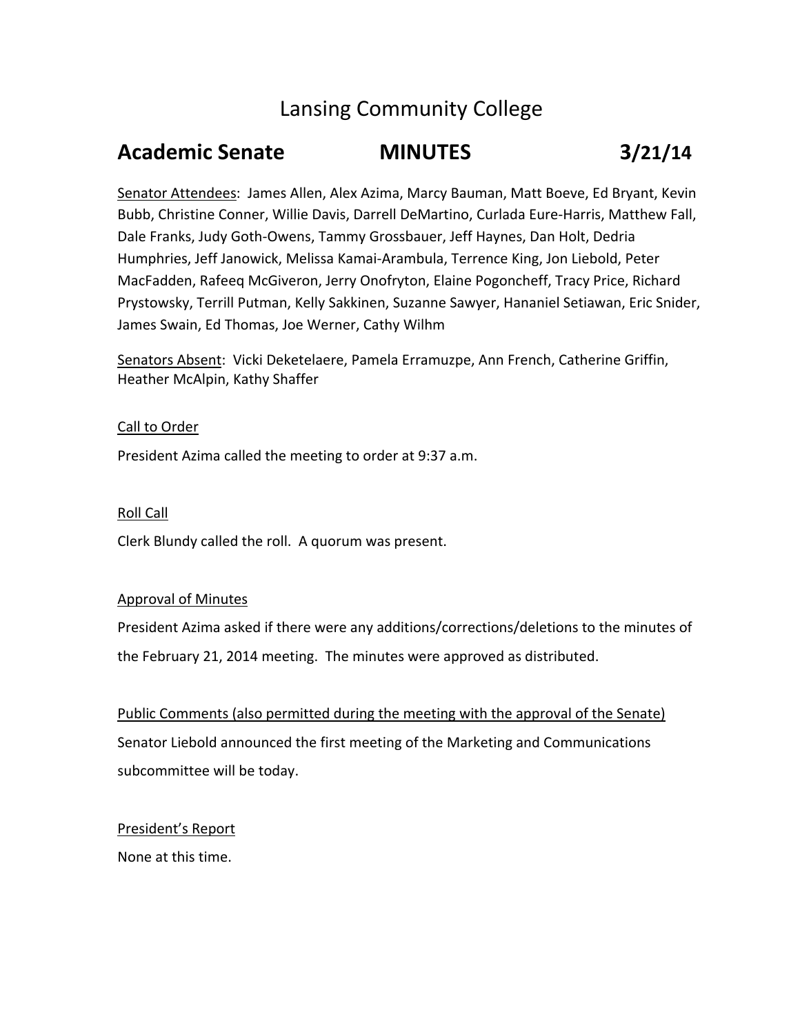# Lansing Community College

## Academic Senate MINUTES 3/21/14

Senator Attendees: James Allen, Alex Azima, Marcy Bauman, Matt Boeve, Ed Bryant, Kevin Bubb, Christine Conner, Willie Davis, Darrell DeMartino, Curlada Eure-Harris, Matthew Fall, Dale Franks, Judy Goth-Owens, Tammy Grossbauer, Jeff Haynes, Dan Holt, Dedria Humphries, Jeff Janowick, Melissa Kamai-Arambula, Terrence King, Jon Liebold, Peter MacFadden, Rafeeq McGiveron, Jerry Onofryton, Elaine Pogoncheff, Tracy Price, Richard Prystowsky, Terrill Putman, Kelly Sakkinen, Suzanne Sawyer, Hananiel Setiawan, Eric Snider, James Swain, Ed Thomas, Joe Werner, Cathy Wilhm

Senators Absent: Vicki Deketelaere, Pamela Erramuzpe, Ann French, Catherine Griffin, Heather McAlpin, Kathy Shaffer

Call to Order

President Azima called the meeting to order at 9:37 a.m.

Roll Call

Clerk Blundy called the roll. A quorum was present.

Approval of Minutes

President Azima asked if there were any additions/corrections/deletions to the minutes of the February 21, 2014 meeting. The minutes were approved as distributed.

Public Comments (also permitted during the meeting with the approval of the Senate)

Senator Liebold announced the first meeting of the Marketing and Communications subcommittee will be today.

President's Report

None at this time.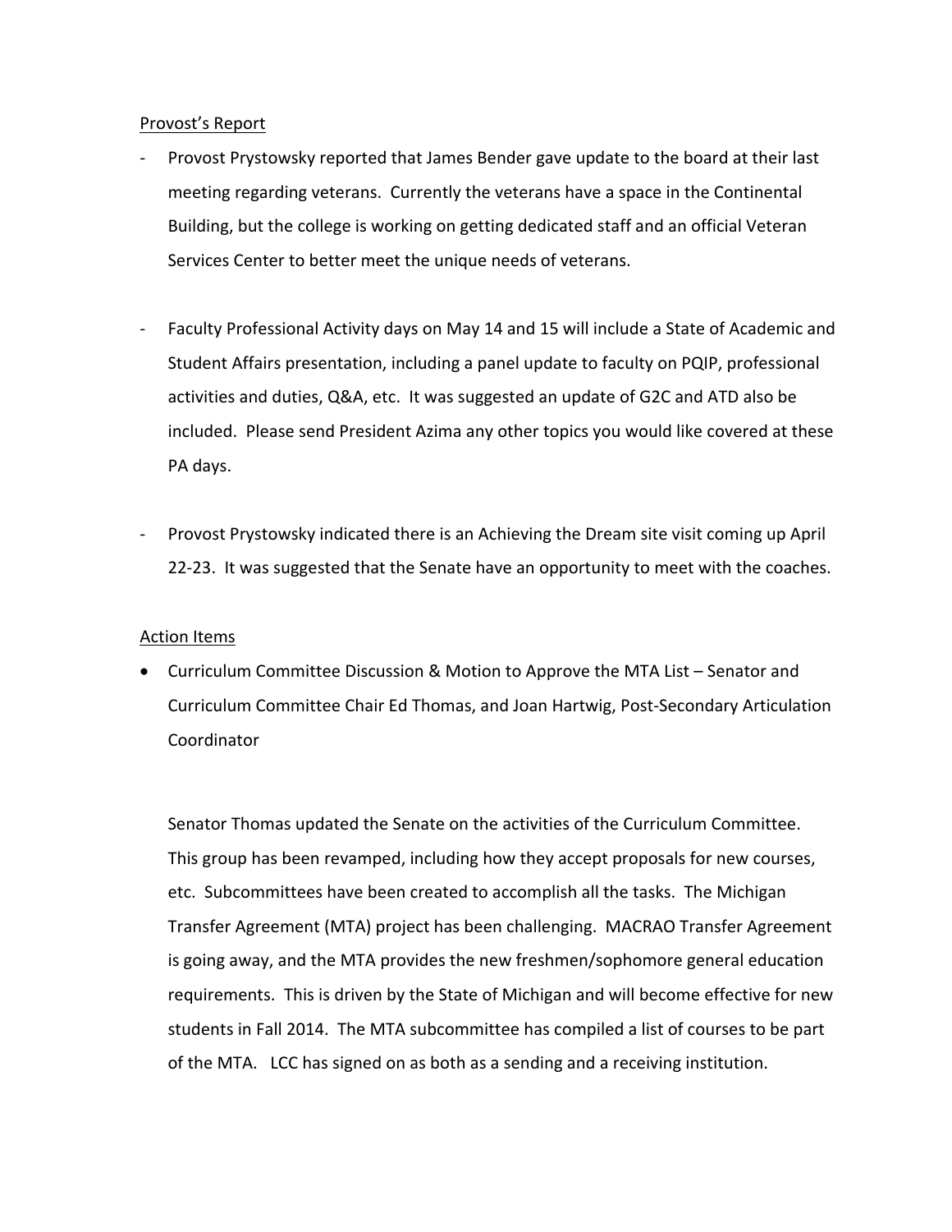Provost's Report

- Provost Prystowsky reported that James Bender gave update to the board at their last meeting regarding veterans. Currently the veterans have a space in the Continental Building, but the college is working on getting dedicated staff and an official Veteran Services Center to better meet the unique needs of veterans.

- Faculty Professional Activity days on May 14 and 15 will include a State of Academic and Student Affairs presentation, including a panel update to faculty on PQIP, professional activities and duties, Q&A, etc. It was suggested an update of G2C and ATD also be included. Please send President Azima any other topics you would like covered at these PA days.

- Provost Prystowsky indicated there is an Achieving the Dream site visit coming up April 22-23. It was suggested that the Senate have an opportunity to meet with the coaches.

Action Items

- Curriculum Committee Discussion & Motion to Approve the MTA List – Senator and Curriculum Committee Chair Ed Thomas, and Joan Hartwig, Post-Secondary Articulation Coordinator

  Senator Thomas updated the Senate on the activities of the Curriculum Committee. This group has been revamped, including how they accept proposals for new courses, etc. Subcommittees have been created to accomplish all the tasks. The Michigan Transfer Agreement (MTA) project has been challenging. MACRAO Transfer Agreement is going away, and the MTA provides the new freshmen/sophomore general education requirements. This is driven by the State of Michigan and will become effective for new students in Fall 2014. The MTA subcommittee has compiled a list of courses to be part of the MTA. LCC has signed on as both as a sending and a receiving institution.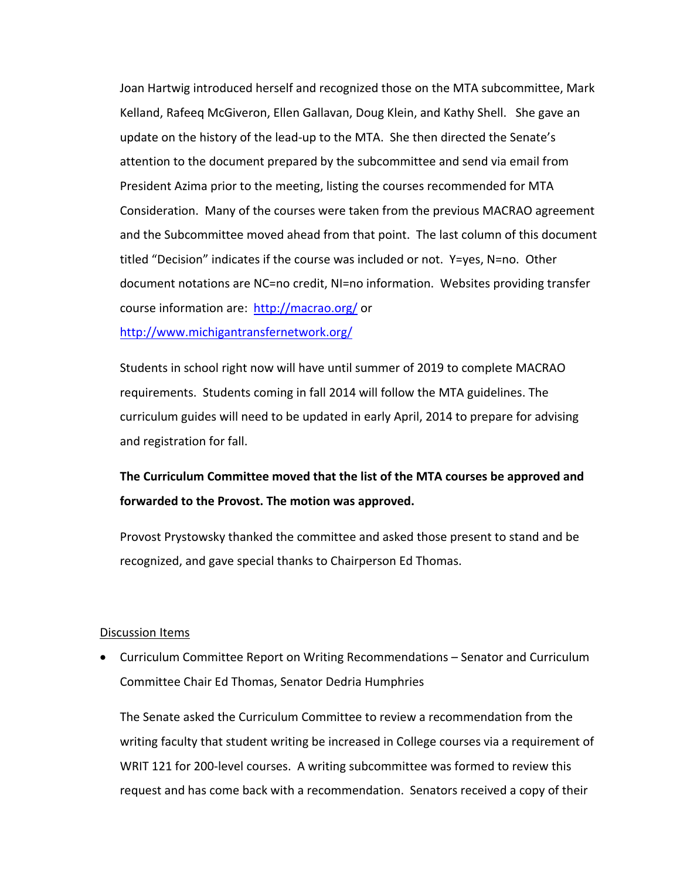Joan Hartwig introduced herself and recognized those on the MTA subcommittee, Mark Kelland, Rafeeq McGiveron, Ellen Gallavan, Doug Klein, and Kathy Shell. She gave an update on the history of the lead-up to the MTA. She then directed the Senate's attention to the document prepared by the subcommittee and send via email from President Azima prior to the meeting, listing the courses recommended for MTA Consideration. Many of the courses were taken from the previous MACRAO agreement and the Subcommittee moved ahead from that point. The last column of this document titled "Decision" indicates if the course was included or not. Y=yes, N=no. Other document notations are NC=no credit, NI=no information. Websites providing transfer course information are: http://macrao.org/ or http://www.michigantransfernetwork.org/

Students in school right now will have until summer of 2019 to complete MACRAO requirements. Students coming in fall 2014 will follow the MTA guidelines. The curriculum guides will need to be updated in early April, 2014 to prepare for advising and registration for fall.

**The Curriculum Committee moved that the list of the MTA courses be approved and forwarded to the Provost. The motion was approved.**

Provost Prystowsky thanked the committee and asked those present to stand and be recognized, and gave special thanks to Chairperson Ed Thomas.

<u>Discussion Items</u>

- Curriculum Committee Report on Writing Recommendations – Senator and Curriculum Committee Chair Ed Thomas, Senator Dedria Humphries

  The Senate asked the Curriculum Committee to review a recommendation from the writing faculty that student writing be increased in College courses via a requirement of WRIT 121 for 200-level courses. A writing subcommittee was formed to review this request and has come back with a recommendation. Senators received a copy of their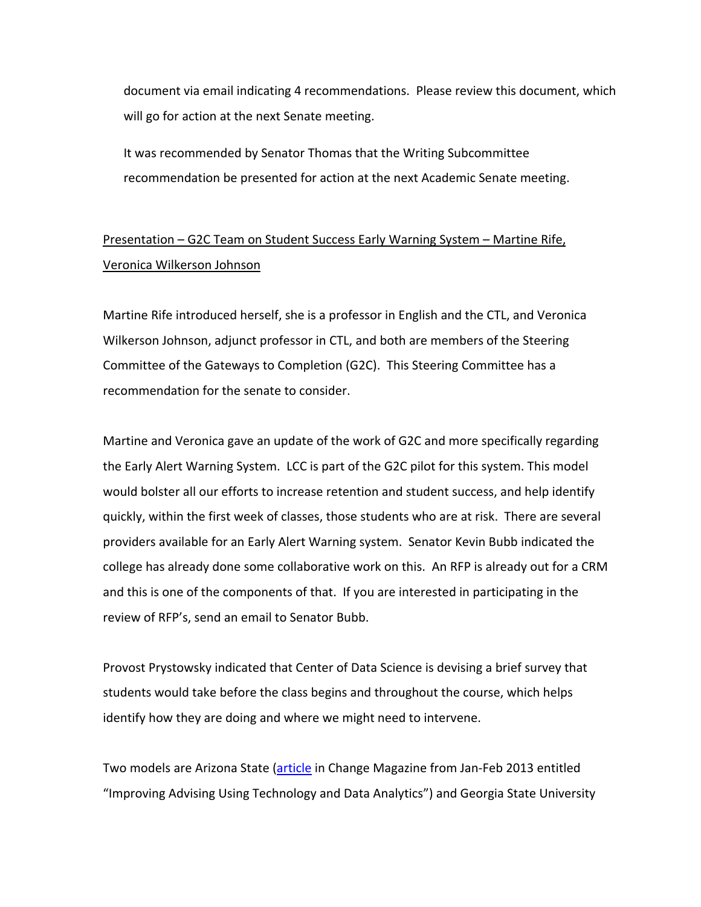document via email indicating 4 recommendations. Please review this document, which will go for action at the next Senate meeting.

It was recommended by Senator Thomas that the Writing Subcommittee recommendation be presented for action at the next Academic Senate meeting.

<u>Presentation – G2C Team on Student Success Early Warning System – Martine Rife, Veronica Wilkerson Johnson</u>

Martine Rife introduced herself, she is a professor in English and the CTL, and Veronica Wilkerson Johnson, adjunct professor in CTL, and both are members of the Steering Committee of the Gateways to Completion (G2C). This Steering Committee has a recommendation for the senate to consider.

Martine and Veronica gave an update of the work of G2C and more specifically regarding the Early Alert Warning System. LCC is part of the G2C pilot for this system. This model would bolster all our efforts to increase retention and student success, and help identify quickly, within the first week of classes, those students who are at risk. There are several providers available for an Early Alert Warning system. Senator Kevin Bubb indicated the college has already done some collaborative work on this. An RFP is already out for a CRM and this is one of the components of that. If you are interested in participating in the review of RFP's, send an email to Senator Bubb.

Provost Prystowsky indicated that Center of Data Science is devising a brief survey that students would take before the class begins and throughout the course, which helps identify how they are doing and where we might need to intervene.

Two models are Arizona State (article in Change Magazine from Jan-Feb 2013 entitled "Improving Advising Using Technology and Data Analytics") and Georgia State University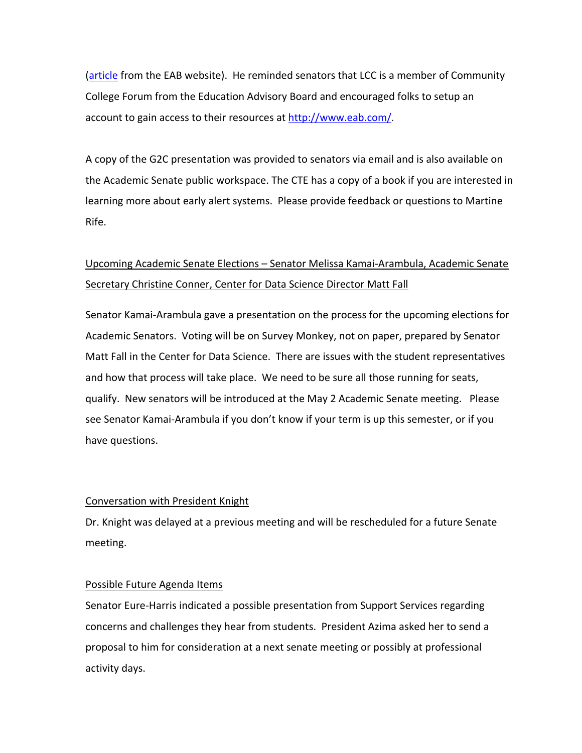(article from the EAB website). He reminded senators that LCC is a member of Community College Forum from the Education Advisory Board and encouraged folks to setup an account to gain access to their resources at http://www.eab.com/.

A copy of the G2C presentation was provided to senators via email and is also available on the Academic Senate public workspace. The CTE has a copy of a book if you are interested in learning more about early alert systems. Please provide feedback or questions to Martine Rife.

Upcoming Academic Senate Elections – Senator Melissa Kamai-Arambula, Academic Senate Secretary Christine Conner, Center for Data Science Director Matt Fall

Senator Kamai-Arambula gave a presentation on the process for the upcoming elections for Academic Senators. Voting will be on Survey Monkey, not on paper, prepared by Senator Matt Fall in the Center for Data Science. There are issues with the student representatives and how that process will take place. We need to be sure all those running for seats, qualify. New senators will be introduced at the May 2 Academic Senate meeting. Please see Senator Kamai-Arambula if you don't know if your term is up this semester, or if you have questions.

Conversation with President Knight

Dr. Knight was delayed at a previous meeting and will be rescheduled for a future Senate meeting.

Possible Future Agenda Items

Senator Eure-Harris indicated a possible presentation from Support Services regarding concerns and challenges they hear from students. President Azima asked her to send a proposal to him for consideration at a next senate meeting or possibly at professional activity days.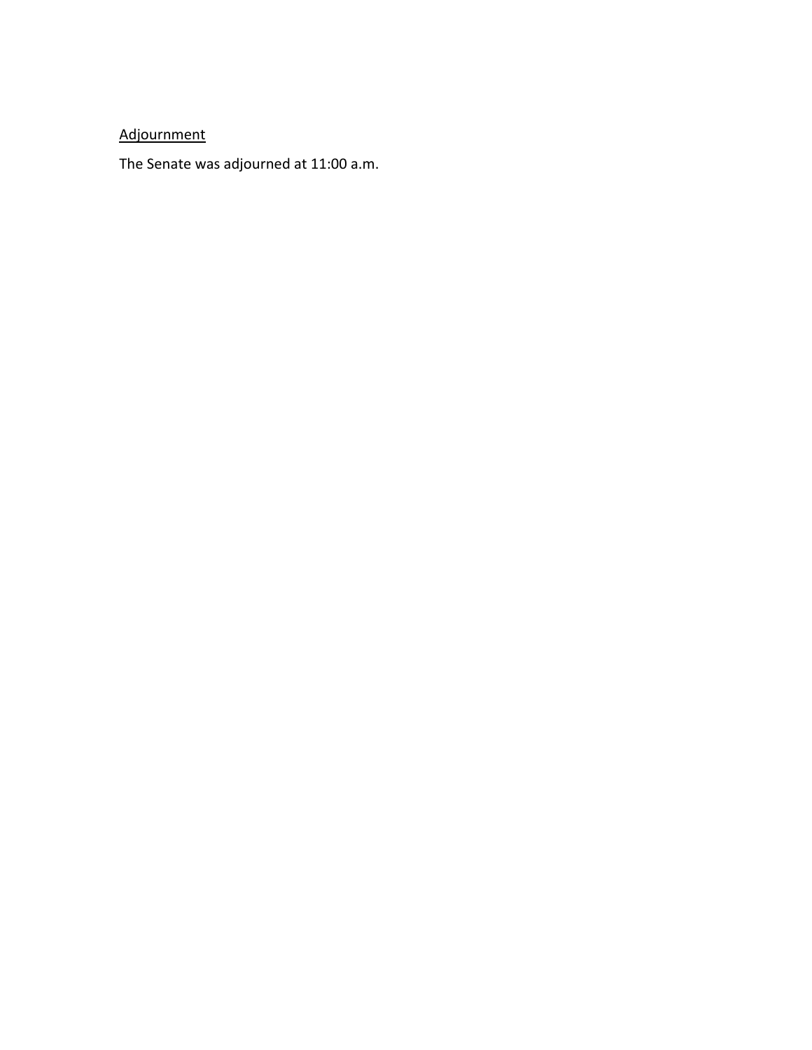<u>Adjournment</u>

The Senate was adjourned at 11:00 a.m.